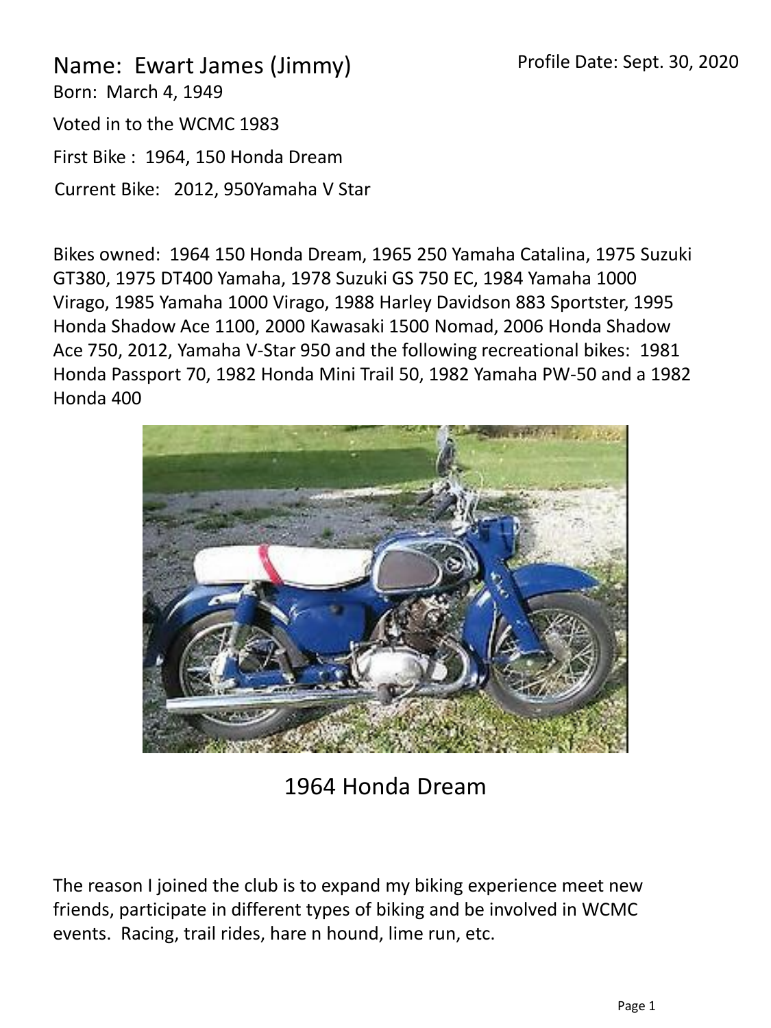Profile Date: Sept. 30, 2020

# Name: Ewart James (Jimmy)

Born: March 4, 1949

Voted in to the WCMC 1983

First Bike : 1964, 150 Honda Dream

Current Bike: 2012, 950Yamaha V Star

Bikes owned: 1964 150 Honda Dream, 1965 250 Yamaha Catalina, 1975 Suzuki GT380, 1975 DT400 Yamaha, 1978 Suzuki GS 750 EC, 1984 Yamaha 1000 Virago, 1985 Yamaha 1000 Virago, 1988 Harley Davidson 883 Sportster, 1995 Honda Shadow Ace 1100, 2000 Kawasaki 1500 Nomad, 2006 Honda Shadow Ace 750, 2012, Yamaha V-Star 950 and the following recreational bikes: 1981 Honda Passport 70, 1982 Honda Mini Trail 50, 1982 Yamaha PW-50 and a 1982 Honda 400

1964 Honda Dream

The reason I joined the club is to expand my biking experience meet new friends, participate in different types of biking and be involved in WCMC events. Racing, trail rides, hare n hound, lime run, etc.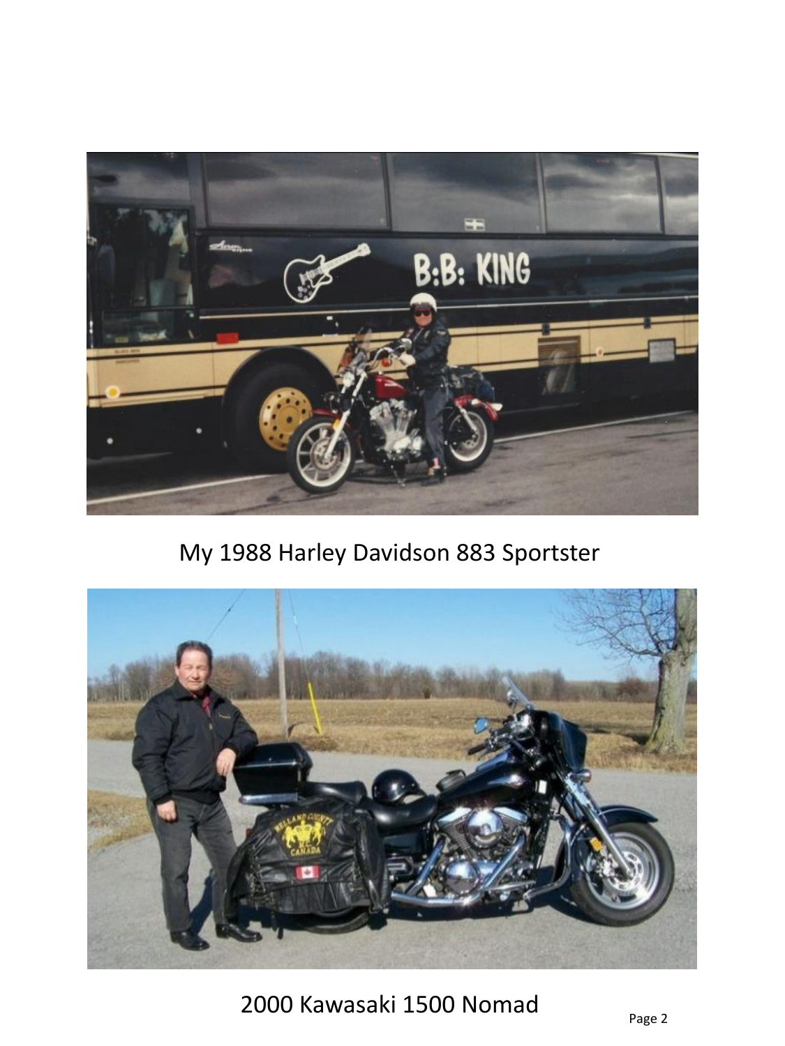My 1988 Harley Davidson 883 Sportster

2000 Kawasaki 1500 Nomad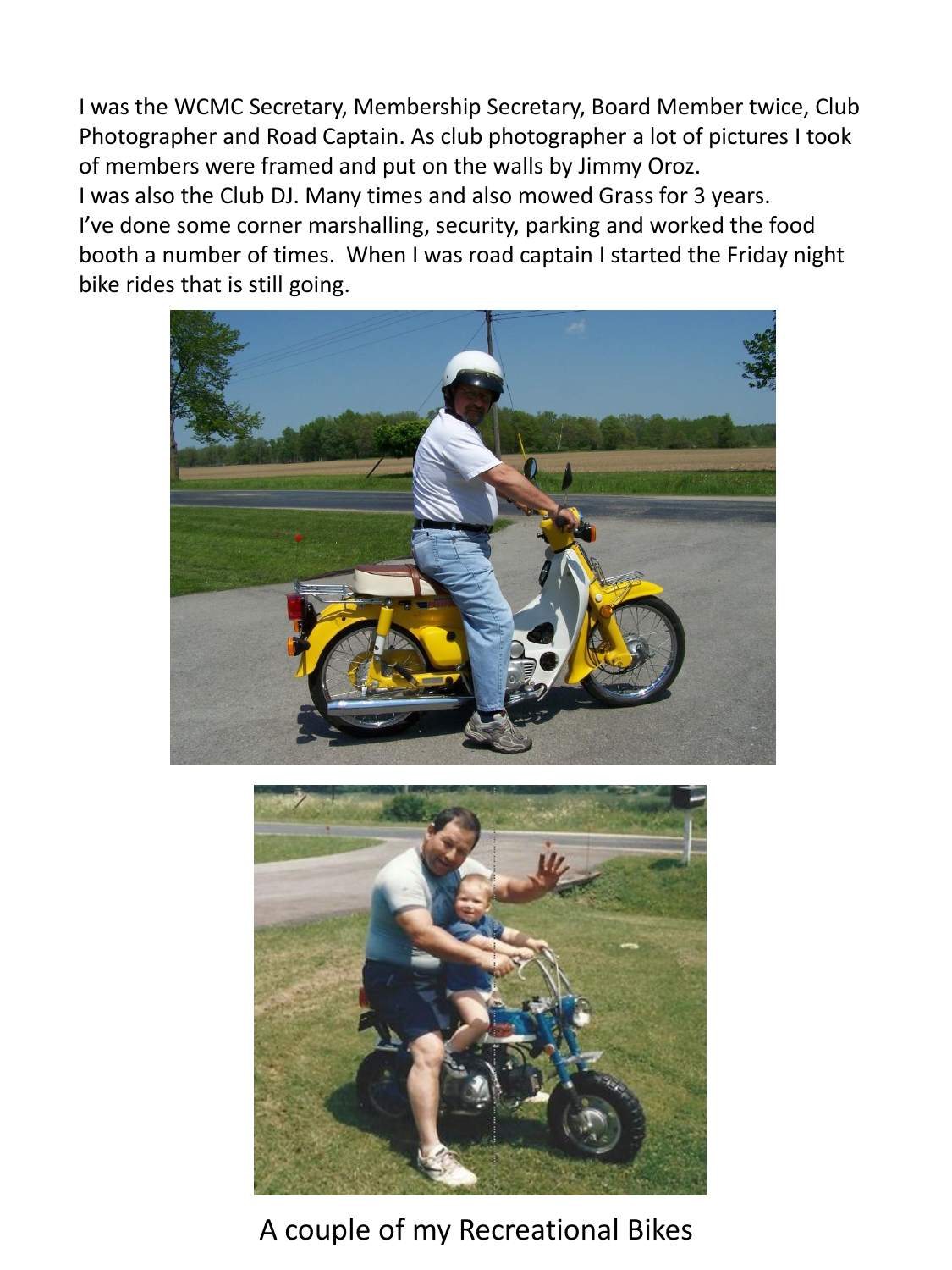I was the WCMC Secretary, Membership Secretary, Board Member twice, Club Photographer and Road Captain. As club photographer a lot of pictures I took of members were framed and put on the walls by Jimmy Oroz.
I was also the Club DJ. Many times and also mowed Grass for 3 years.
I've done some corner marshalling, security, parking and worked the food booth a number of times. When I was road captain I started the Friday night bike rides that is still going.

A couple of my Recreational Bikes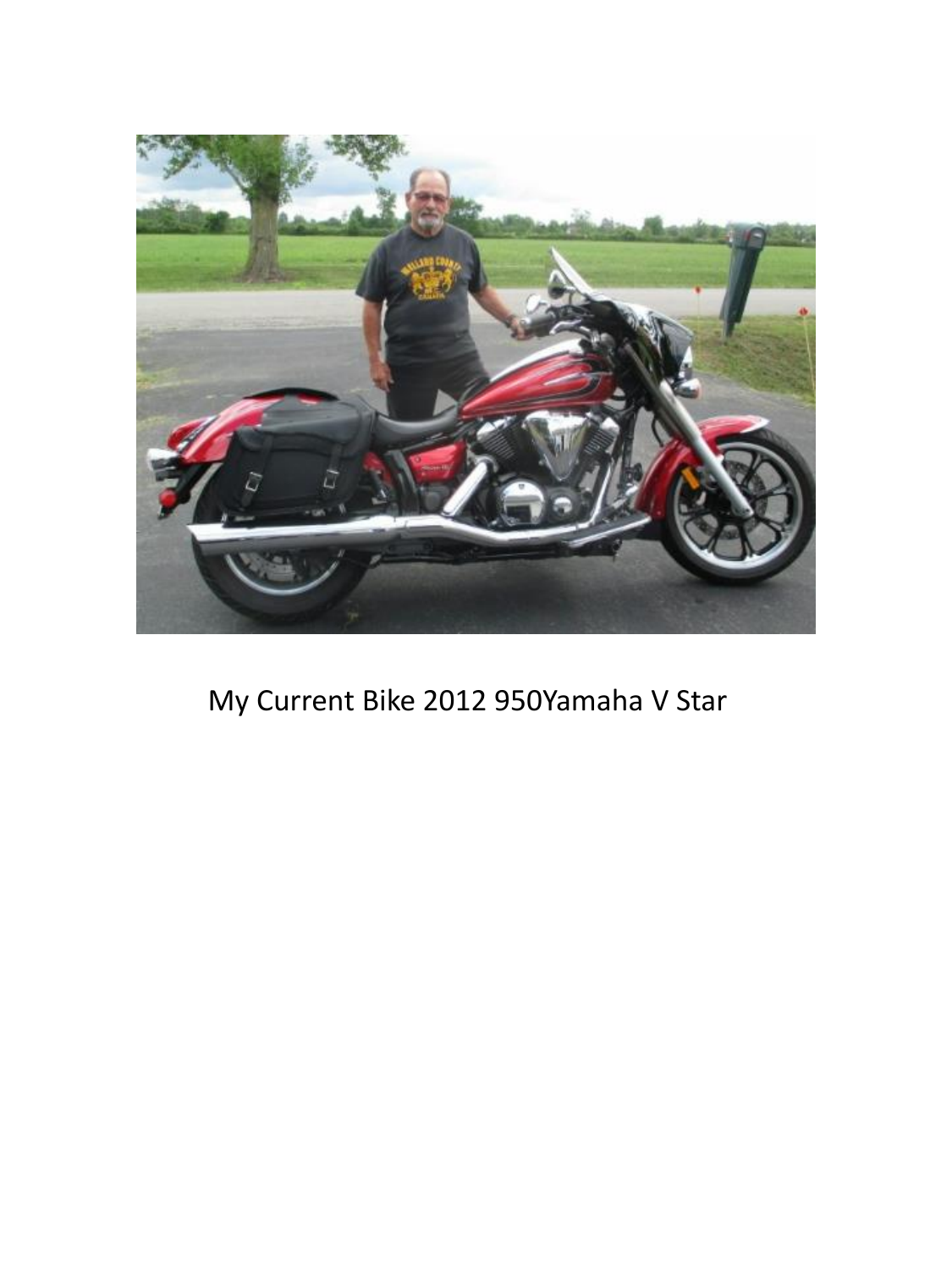My Current Bike 2012 950Yamaha V Star